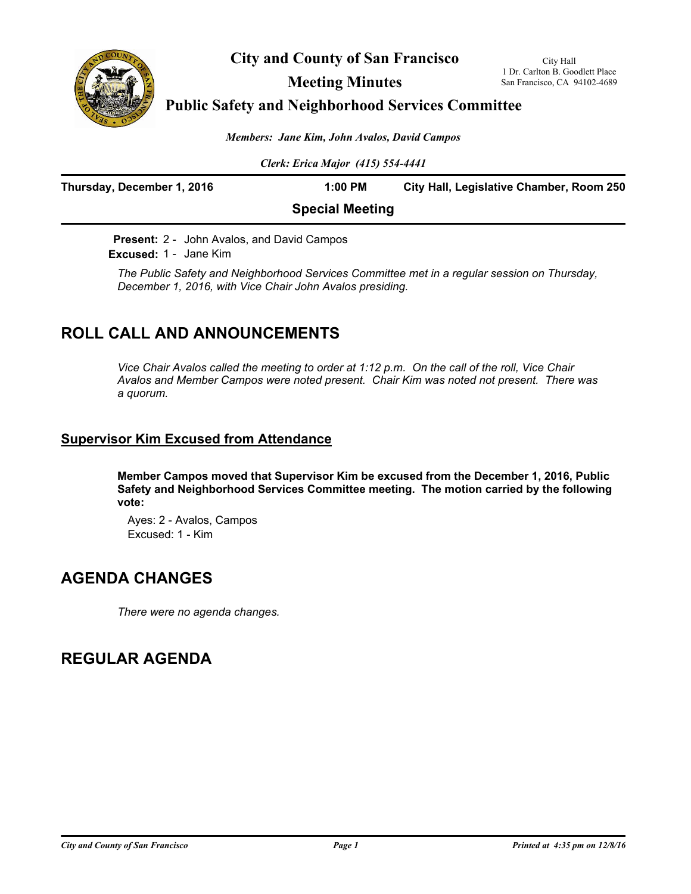# City and County of San Francisco

## Meeting Minutes

## Public Safety and Neighborhood Services Committee

City Hall
1 Dr. Carlton B. Goodlett Place
San Francisco, CA 94102-4689

*Members: Jane Kim, John Avalos, David Campos*

*Clerk: Erica Major (415) 554-4441*

**Thursday, December 1, 2016** | **1:00 PM** | **City Hall, Legislative Chamber, Room 250**

**Special Meeting**

**Present:** 2 - John Avalos, and David Campos
**Excused:** 1 - Jane Kim

*The Public Safety and Neighborhood Services Committee met in a regular session on Thursday, December 1, 2016, with Vice Chair John Avalos presiding.*

## ROLL CALL AND ANNOUNCEMENTS

*Vice Chair Avalos called the meeting to order at 1:12 p.m. On the call of the roll, Vice Chair Avalos and Member Campos were noted present. Chair Kim was noted not present. There was a quorum.*

### Supervisor Kim Excused from Attendance

**Member Campos moved that Supervisor Kim be excused from the December 1, 2016, Public Safety and Neighborhood Services Committee meeting. The motion carried by the following vote:**

Ayes: 2 - Avalos, Campos
Excused: 1 - Kim

## AGENDA CHANGES

*There were no agenda changes.*

## REGULAR AGENDA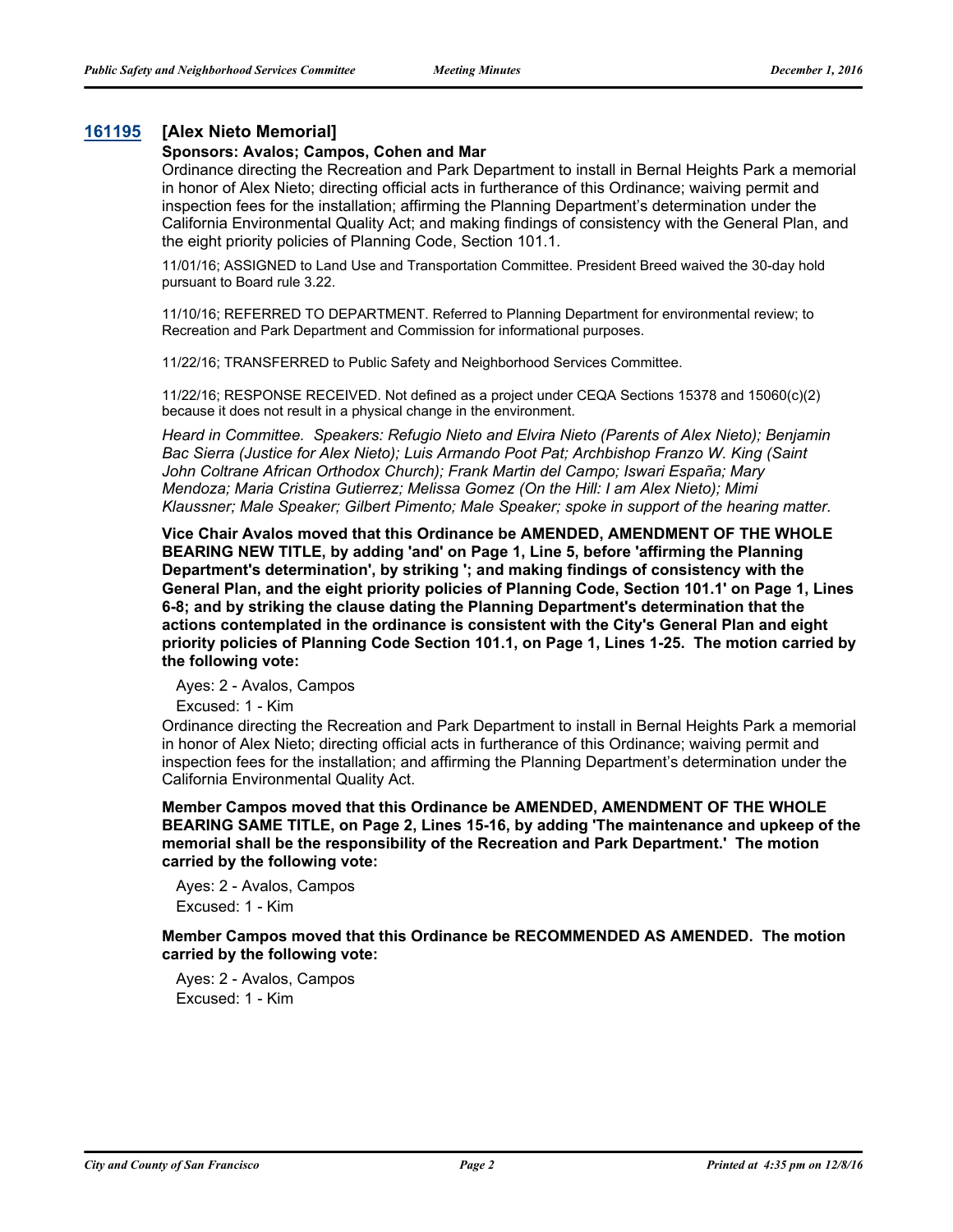## 161195 [Alex Nieto Memorial]

**Sponsors: Avalos; Campos, Cohen and Mar**

Ordinance directing the Recreation and Park Department to install in Bernal Heights Park a memorial in honor of Alex Nieto; directing official acts in furtherance of this Ordinance; waiving permit and inspection fees for the installation; affirming the Planning Department's determination under the California Environmental Quality Act; and making findings of consistency with the General Plan, and the eight priority policies of Planning Code, Section 101.1.

11/01/16; ASSIGNED to Land Use and Transportation Committee. President Breed waived the 30-day hold pursuant to Board rule 3.22.

11/10/16; REFERRED TO DEPARTMENT. Referred to Planning Department for environmental review; to Recreation and Park Department and Commission for informational purposes.

11/22/16; TRANSFERRED to Public Safety and Neighborhood Services Committee.

11/22/16; RESPONSE RECEIVED. Not defined as a project under CEQA Sections 15378 and 15060(c)(2) because it does not result in a physical change in the environment.

*Heard in Committee. Speakers: Refugio Nieto and Elvira Nieto (Parents of Alex Nieto); Benjamin Bac Sierra (Justice for Alex Nieto); Luis Armando Poot Pat; Archbishop Franzo W. King (Saint John Coltrane African Orthodox Church); Frank Martin del Campo; Iswari España; Mary Mendoza; Maria Cristina Gutierrez; Melissa Gomez (On the Hill: I am Alex Nieto); Mimi Klaussner; Male Speaker; Gilbert Pimento; Male Speaker; spoke in support of the hearing matter.*

**Vice Chair Avalos moved that this Ordinance be AMENDED, AMENDMENT OF THE WHOLE BEARING NEW TITLE, by adding 'and' on Page 1, Line 5, before 'affirming the Planning Department's determination', by striking '; and making findings of consistency with the General Plan, and the eight priority policies of Planning Code, Section 101.1' on Page 1, Lines 6-8; and by striking the clause dating the Planning Department's determination that the actions contemplated in the ordinance is consistent with the City's General Plan and eight priority policies of Planning Code Section 101.1, on Page 1, Lines 1-25. The motion carried by the following vote:**

Ayes: 2 - Avalos, Campos

Excused: 1 - Kim

Ordinance directing the Recreation and Park Department to install in Bernal Heights Park a memorial in honor of Alex Nieto; directing official acts in furtherance of this Ordinance; waiving permit and inspection fees for the installation; and affirming the Planning Department's determination under the California Environmental Quality Act.

**Member Campos moved that this Ordinance be AMENDED, AMENDMENT OF THE WHOLE BEARING SAME TITLE, on Page 2, Lines 15-16, by adding 'The maintenance and upkeep of the memorial shall be the responsibility of the Recreation and Park Department.' The motion carried by the following vote:**

Ayes: 2 - Avalos, Campos

Excused: 1 - Kim

**Member Campos moved that this Ordinance be RECOMMENDED AS AMENDED. The motion carried by the following vote:**

Ayes: 2 - Avalos, Campos

Excused: 1 - Kim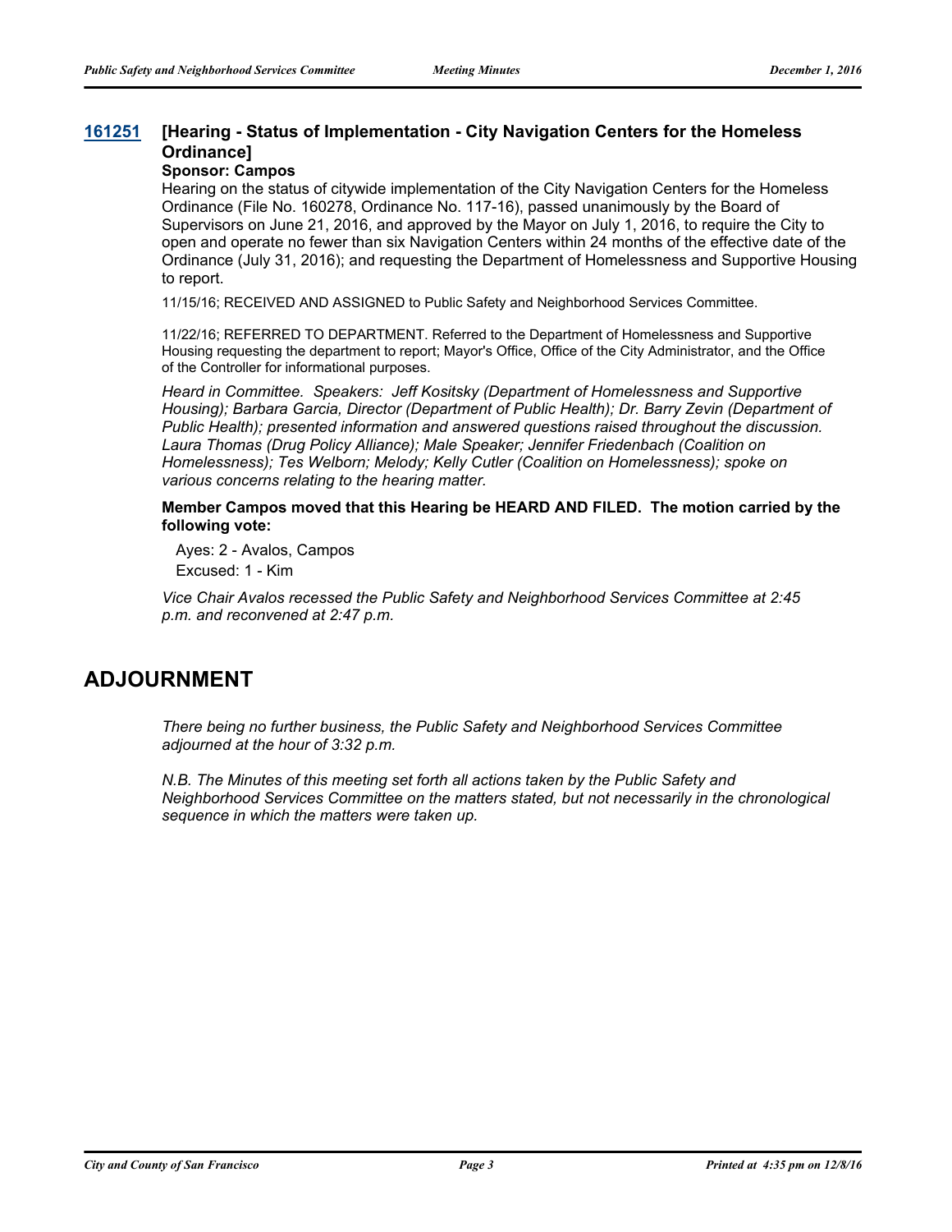**161251 [Hearing - Status of Implementation - City Navigation Centers for the Homeless Ordinance]**

**Sponsor: Campos**

Hearing on the status of citywide implementation of the City Navigation Centers for the Homeless Ordinance (File No. 160278, Ordinance No. 117-16), passed unanimously by the Board of Supervisors on June 21, 2016, and approved by the Mayor on July 1, 2016, to require the City to open and operate no fewer than six Navigation Centers within 24 months of the effective date of the Ordinance (July 31, 2016); and requesting the Department of Homelessness and Supportive Housing to report.

11/15/16; RECEIVED AND ASSIGNED to Public Safety and Neighborhood Services Committee.

11/22/16; REFERRED TO DEPARTMENT. Referred to the Department of Homelessness and Supportive Housing requesting the department to report; Mayor's Office, Office of the City Administrator, and the Office of the Controller for informational purposes.

*Heard in Committee. Speakers: Jeff Kositsky (Department of Homelessness and Supportive Housing); Barbara Garcia, Director (Department of Public Health); Dr. Barry Zevin (Department of Public Health); presented information and answered questions raised throughout the discussion. Laura Thomas (Drug Policy Alliance); Male Speaker; Jennifer Friedenbach (Coalition on Homelessness); Tes Welborn; Melody; Kelly Cutler (Coalition on Homelessness); spoke on various concerns relating to the hearing matter.*

**Member Campos moved that this Hearing be HEARD AND FILED. The motion carried by the following vote:**

Ayes: 2 - Avalos, Campos
Excused: 1 - Kim

*Vice Chair Avalos recessed the Public Safety and Neighborhood Services Committee at 2:45 p.m. and reconvened at 2:47 p.m.*

# ADJOURNMENT

*There being no further business, the Public Safety and Neighborhood Services Committee adjourned at the hour of 3:32 p.m.*

*N.B. The Minutes of this meeting set forth all actions taken by the Public Safety and Neighborhood Services Committee on the matters stated, but not necessarily in the chronological sequence in which the matters were taken up.*